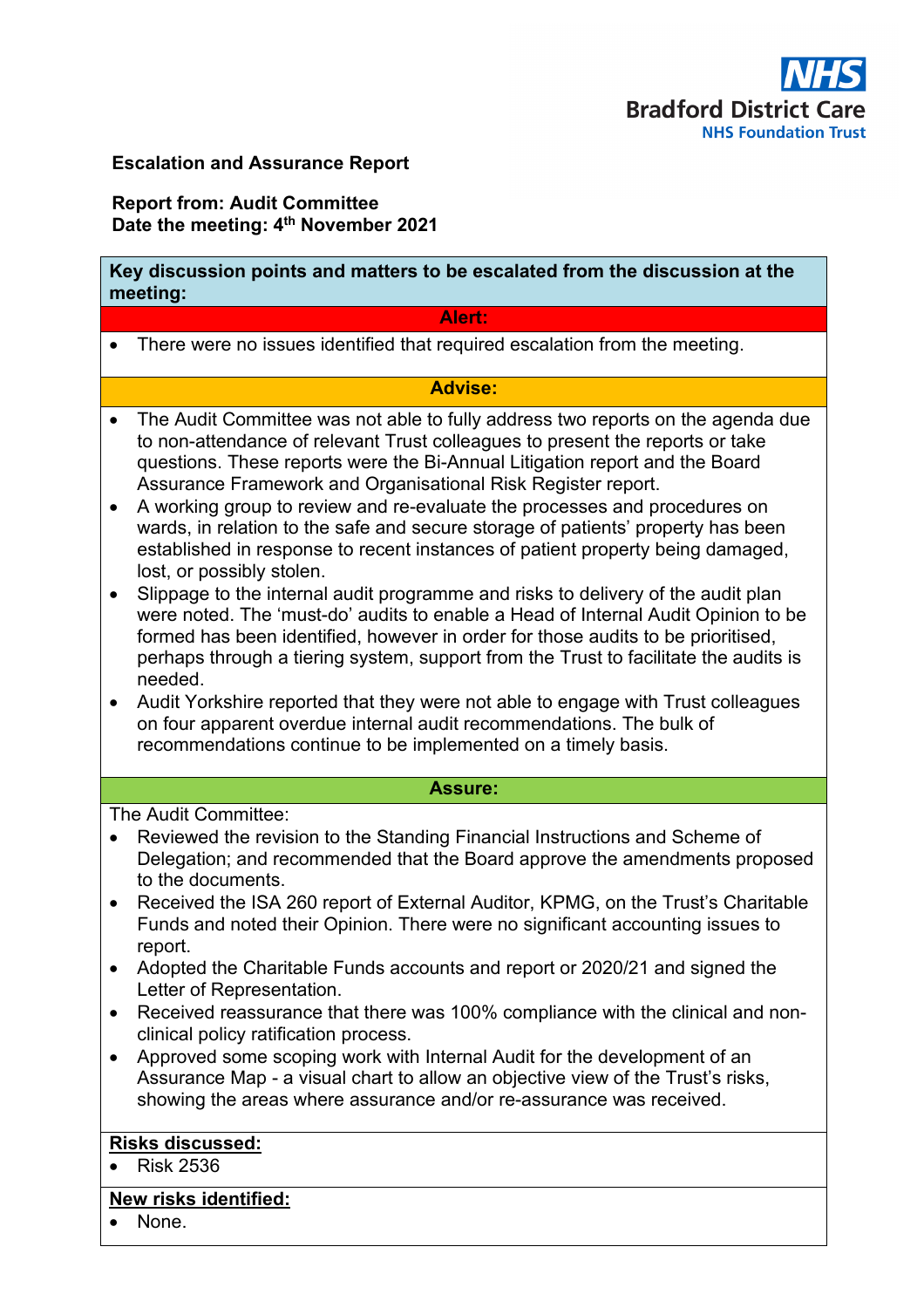Bradford District Care
NHS Foundation Trust

**Escalation and Assurance Report**

**Report from: Audit Committee**
**Date the meeting: 4th November 2021**

**Key discussion points and matters to be escalated from the discussion at the meeting:**

**Alert:**

- There were no issues identified that required escalation from the meeting.

**Advise:**

- The Audit Committee was not able to fully address two reports on the agenda due to non-attendance of relevant Trust colleagues to present the reports or take questions. These reports were the Bi-Annual Litigation report and the Board Assurance Framework and Organisational Risk Register report.
- A working group to review and re-evaluate the processes and procedures on wards, in relation to the safe and secure storage of patients' property has been established in response to recent instances of patient property being damaged, lost, or possibly stolen.
- Slippage to the internal audit programme and risks to delivery of the audit plan were noted. The 'must-do' audits to enable a Head of Internal Audit Opinion to be formed has been identified, however in order for those audits to be prioritised, perhaps through a tiering system, support from the Trust to facilitate the audits is needed.
- Audit Yorkshire reported that they were not able to engage with Trust colleagues on four apparent overdue internal audit recommendations. The bulk of recommendations continue to be implemented on a timely basis.

**Assure:**

The Audit Committee:

- Reviewed the revision to the Standing Financial Instructions and Scheme of Delegation; and recommended that the Board approve the amendments proposed to the documents.
- Received the ISA 260 report of External Auditor, KPMG, on the Trust's Charitable Funds and noted their Opinion. There were no significant accounting issues to report.
- Adopted the Charitable Funds accounts and report or 2020/21 and signed the Letter of Representation.
- Received reassurance that there was 100% compliance with the clinical and non-clinical policy ratification process.
- Approved some scoping work with Internal Audit for the development of an Assurance Map - a visual chart to allow an objective view of the Trust's risks, showing the areas where assurance and/or re-assurance was received.

**Risks discussed:**

- Risk 2536

**New risks identified:**

- None.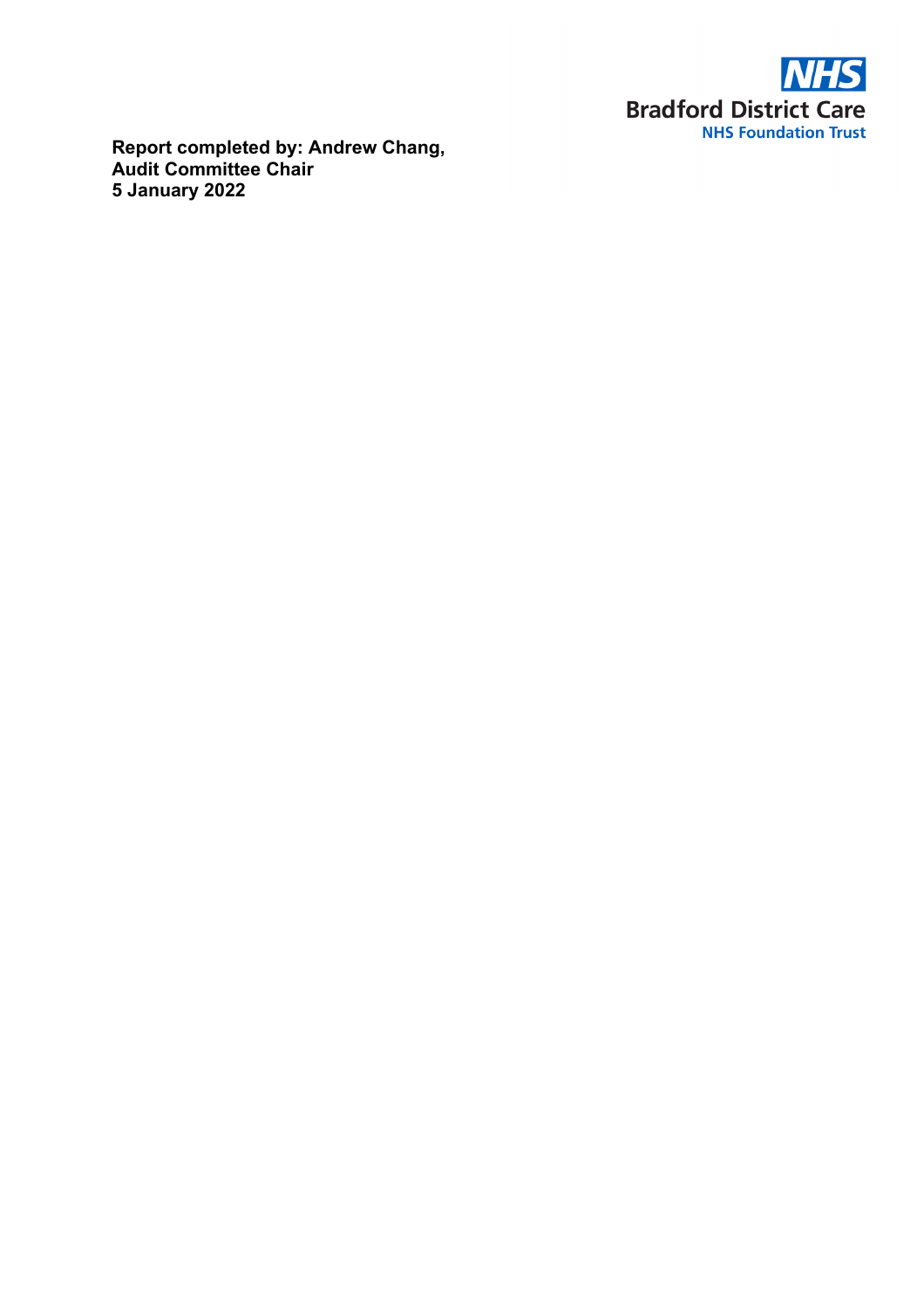**Report completed by: Andrew Chang,**
**Audit Committee Chair**
**5 January 2022**